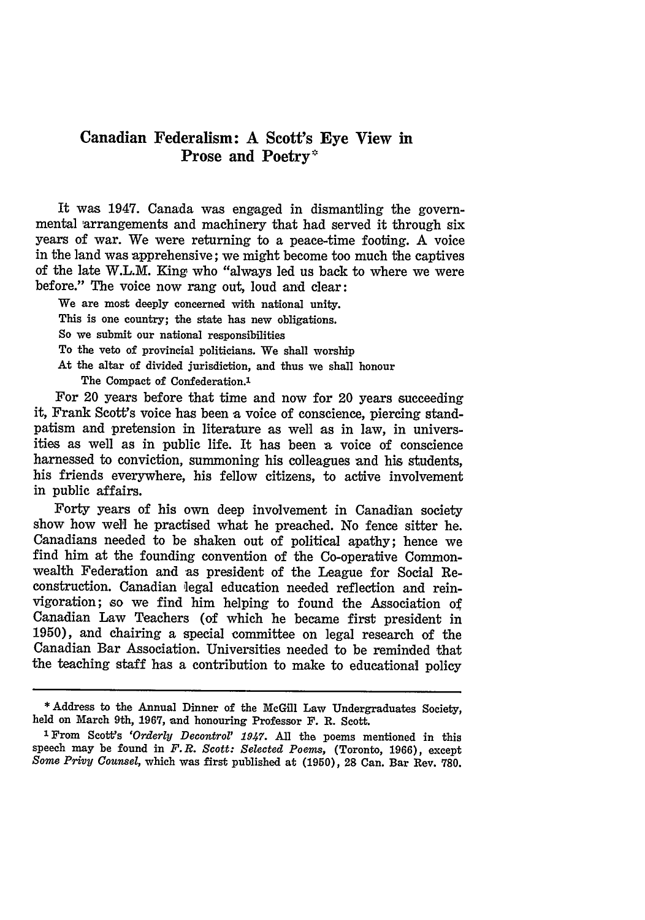# Canadian Federalism: A Scott's Eye View in Prose and Poetry*

It was 1947. Canada was engaged in dismantling the governmental arrangements and machinery that had served it through six years of war. We were returning to a peace-time footing. A voice in the land was apprehensive; we might become too much the captives of the late W.L.M. King who "always led us back to where we were before." The voice now rang out, loud and clear:

> We are most deeply concerned with national unity.
> This is one country; the state has new obligations.
> So we submit our national responsibilities
> To the veto of provincial politicians. We shall worship
> At the altar of divided jurisdiction, and thus we shall honour
> The Compact of Confederation.[1]

For 20 years before that time and now for 20 years succeeding it, Frank Scott's voice has been a voice of conscience, piercing standpatism and pretension in literature as well as in law, in universities as well as in public life. It has been a voice of conscience harnessed to conviction, summoning his colleagues and his students, his friends everywhere, his fellow citizens, to active involvement in public affairs.

Forty years of his own deep involvement in Canadian society show how well he practised what he preached. No fence sitter he. Canadians needed to be shaken out of political apathy; hence we find him at the founding convention of the Co-operative Commonwealth Federation and as president of the League for Social Reconstruction. Canadian legal education needed reflection and reinvigoration; so we find him helping to found the Association of Canadian Law Teachers (of which he became first president in 1950), and chairing a special committee on legal research of the Canadian Bar Association. Universities needed to be reminded that the teaching staff has a contribution to make to educational policy

---

\* Address to the Annual Dinner of the McGill Law Undergraduates Society, held on March 9th, 1967, and honouring Professor F. R. Scott.

[1] From Scott's *'Orderly Decontrol' 1947*. All the poems mentioned in this speech may be found in *F.R. Scott: Selected Poems*, (Toronto, 1966), except *Some Privy Counsel*, which was first published at (1950), 28 Can. Bar Rev. 780.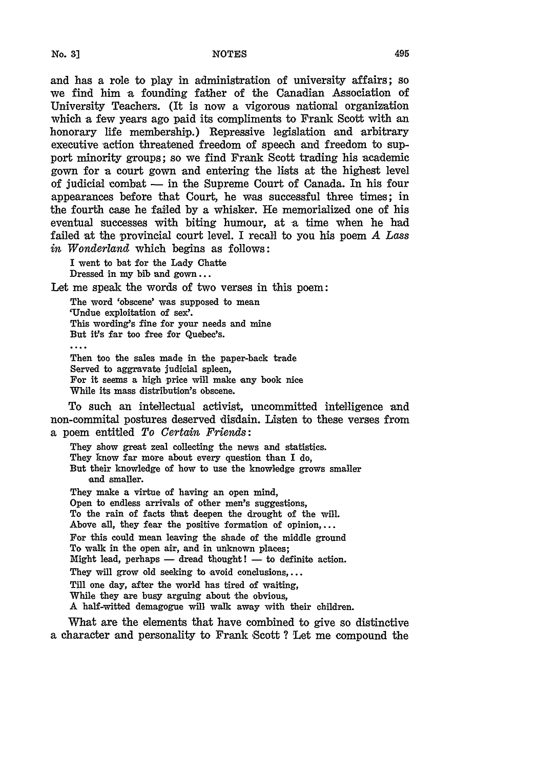and has a role to play in administration of university affairs; so we find him a founding father of the Canadian Association of University Teachers. (It is now a vigorous national organization which a few years ago paid its compliments to Frank Scott with an honorary life membership.) Repressive legislation and arbitrary executive action threatened freedom of speech and freedom to support minority groups; so we find Frank Scott trading his academic gown for a court gown and entering the lists at the highest level of judicial combat — in the Supreme Court of Canada. In his four appearances before that Court, he was successful three times; in the fourth case he failed by a whisker. He memorialized one of his eventual successes with biting humour, at a time when he had failed at the provincial court level. I recall to you his poem *A Lass in Wonderland* which begins as follows:

> I went to bat for the Lady Chatte
> Dressed in my bib and gown...

Let me speak the words of two verses in this poem:

> The word 'obscene' was supposed to mean
> 'Undue exploitation of sex'.
> This wording's fine for your needs and mine
> But it's far too free for Quebec's.
> ....
> Then too the sales made in the paper-back trade
> Served to aggravate judicial spleen,
> For it seems a high price will make any book nice
> While its mass distribution's obscene.

To such an intellectual activist, uncommitted intelligence and non-commital postures deserved disdain. Listen to these verses from a poem entitled *To Certain Friends*:

> They show great zeal collecting the news and statistics.
> They know far more about every question than I do,
> But their knowledge of how to use the knowledge grows smaller and smaller.
> They make a virtue of having an open mind,
> Open to endless arrivals of other men's suggestions,
> To the rain of facts that deepen the drought of the will.
> Above all, they fear the positive formation of opinion,...
> For this could mean leaving the shade of the middle ground
> To walk in the open air, and in unknown places;
> Might lead, perhaps — dread thought! — to definite action.
> They will grow old seeking to avoid conclusions,...
> Till one day, after the world has tired of waiting,
> While they are busy arguing about the obvious,
> A half-witted demagogue will walk away with their children.

What are the elements that have combined to give so distinctive a character and personality to Frank Scott ? Let me compound the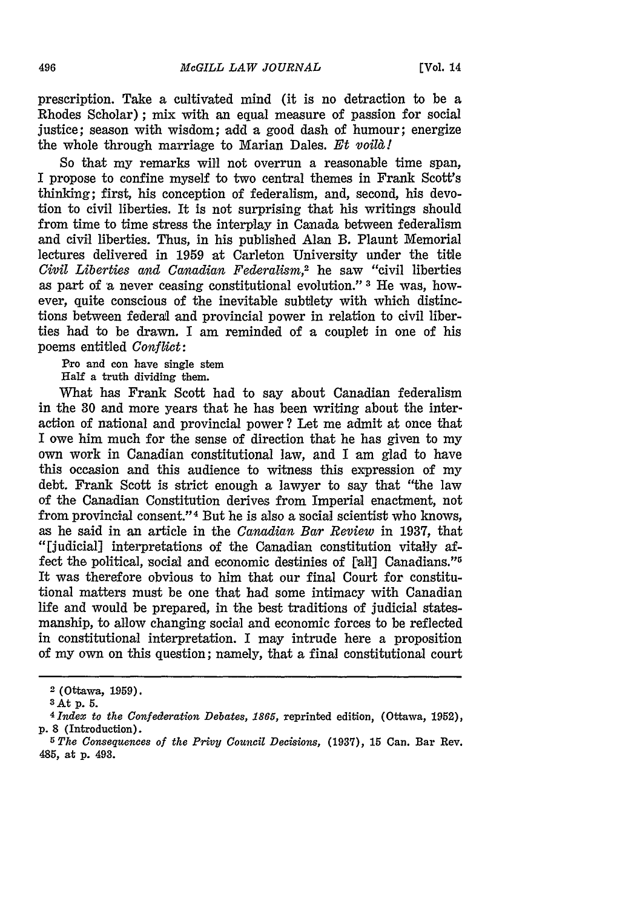prescription. Take a cultivated mind (it is no detraction to be a Rhodes Scholar); mix with an equal measure of passion for social justice; season with wisdom; add a good dash of humour; energize the whole through marriage to Marian Dales. *Et voilà!*

So that my remarks will not overrun a reasonable time span, I propose to confine myself to two central themes in Frank Scott's thinking; first, his conception of federalism, and, second, his devotion to civil liberties. It is not surprising that his writings should from time to time stress the interplay in Canada between federalism and civil liberties. Thus, in his published Alan B. Plaunt Memorial lectures delivered in 1959 at Carleton University under the title *Civil Liberties and Canadian Federalism*,[2] he saw "civil liberties as part of a never ceasing constitutional evolution."[3] He was, however, quite conscious of the inevitable subtlety with which distinctions between federal and provincial power in relation to civil liberties had to be drawn. I am reminded of a couplet in one of his poems entitled *Conflict*:

> Pro and con have single stem
> Half a truth dividing them.

What has Frank Scott had to say about Canadian federalism in the 30 and more years that he has been writing about the interaction of national and provincial power? Let me admit at once that I owe him much for the sense of direction that he has given to my own work in Canadian constitutional law, and I am glad to have this occasion and this audience to witness this expression of my debt. Frank Scott is strict enough a lawyer to say that "the law of the Canadian Constitution derives from Imperial enactment, not from provincial consent."[4] But he is also a social scientist who knows, as he said in an article in the *Canadian Bar Review* in 1937, that "[judicial] interpretations of the Canadian constitution vitally affect the political, social and economic destinies of [all] Canadians."[5] It was therefore obvious to him that our final Court for constitutional matters must be one that had some intimacy with Canadian life and would be prepared, in the best traditions of judicial statesmanship, to allow changing social and economic forces to be reflected in constitutional interpretation. I may intrude here a proposition of my own on this question; namely, that a final constitutional court

---

[2] (Ottawa, 1959).

[3] At p. 5.

[4] *Index to the Confederation Debates, 1865*, reprinted edition, (Ottawa, 1952), p. 8 (Introduction).

[5] *The Consequences of the Privy Council Decisions*, (1937), 15 Can. Bar Rev. 485, at p. 493.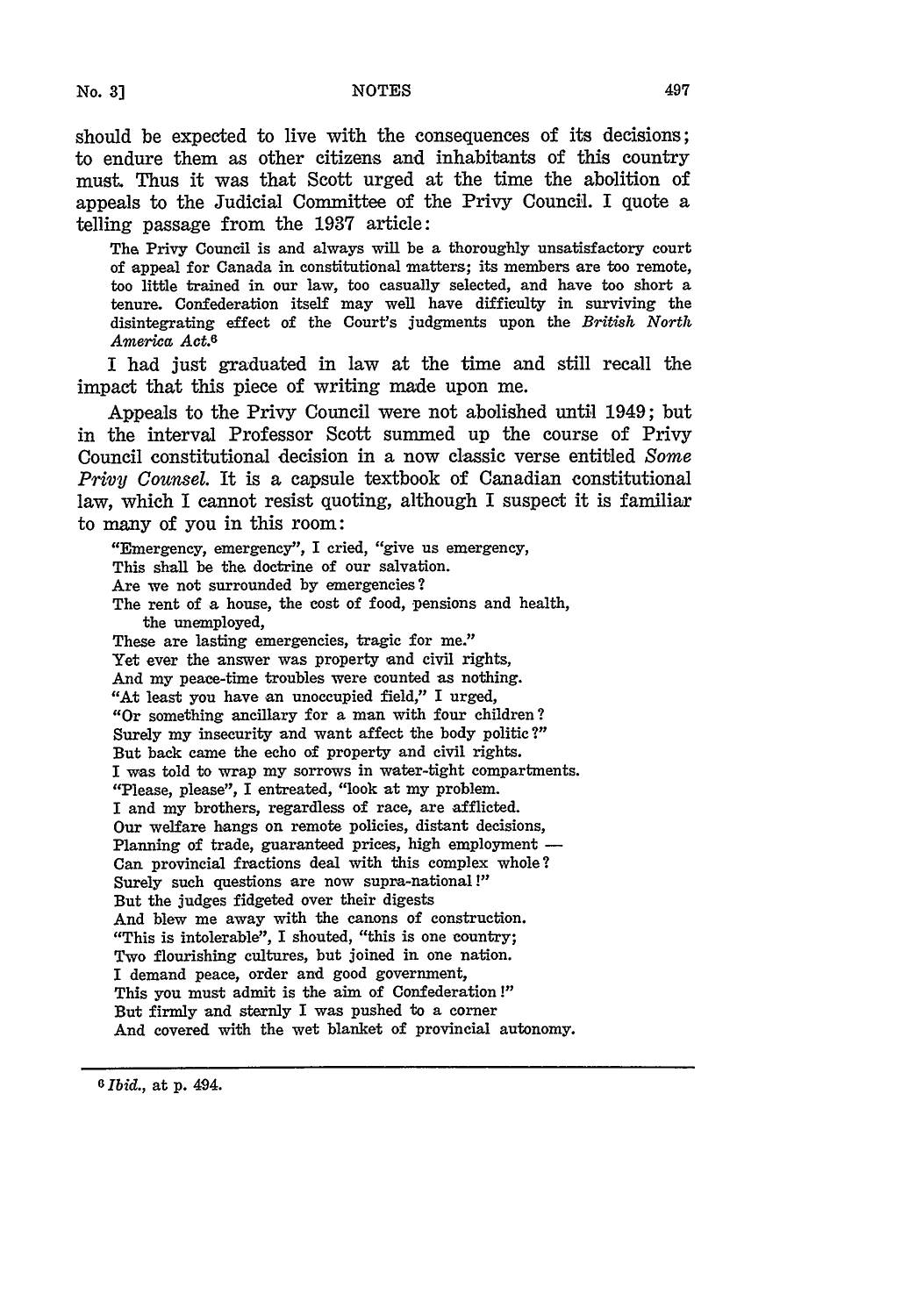should be expected to live with the consequences of its decisions; to endure them as other citizens and inhabitants of this country must. Thus it was that Scott urged at the time the abolition of appeals to the Judicial Committee of the Privy Council. I quote a telling passage from the 1937 article:

> The Privy Council is and always will be a thoroughly unsatisfactory court of appeal for Canada in constitutional matters; its members are too remote, too little trained in our law, too casually selected, and have too short a tenure. Confederation itself may well have difficulty in surviving the disintegrating effect of the Court's judgments upon the *British North America Act.*[6]

I had just graduated in law at the time and still recall the impact that this piece of writing made upon me.

Appeals to the Privy Council were not abolished until 1949; but in the interval Professor Scott summed up the course of Privy Council constitutional decision in a now classic verse entitled *Some Privy Counsel*. It is a capsule textbook of Canadian constitutional law, which I cannot resist quoting, although I suspect it is familiar to many of you in this room:

> "Emergency, emergency", I cried, "give us emergency,
> This shall be the doctrine of our salvation.
> Are we not surrounded by emergencies?
> The rent of a house, the cost of food, pensions and health, the unemployed,
> These are lasting emergencies, tragic for me."
> Yet ever the answer was property and civil rights,
> And my peace-time troubles were counted as nothing.
> "At least you have an unoccupied field," I urged,
> "Or something ancillary for a man with four children?
> Surely my insecurity and want affect the body politic?"
> But back came the echo of property and civil rights.
> I was told to wrap my sorrows in water-tight compartments.
> "Please, please", I entreated, "look at my problem.
> I and my brothers, regardless of race, are afflicted.
> Our welfare hangs on remote policies, distant decisions,
> Planning of trade, guaranteed prices, high employment —
> Can provincial fractions deal with this complex whole?
> Surely such questions are now supra-national!"
> But the judges fidgeted over their digests
> And blew me away with the canons of construction.
> "This is intolerable", I shouted, "this is one country;
> Two flourishing cultures, but joined in one nation.
> I demand peace, order and good government,
> This you must admit is the aim of Confederation!"
> But firmly and sternly I was pushed to a corner
> And covered with the wet blanket of provincial autonomy.

[6] *Ibid.*, at p. 494.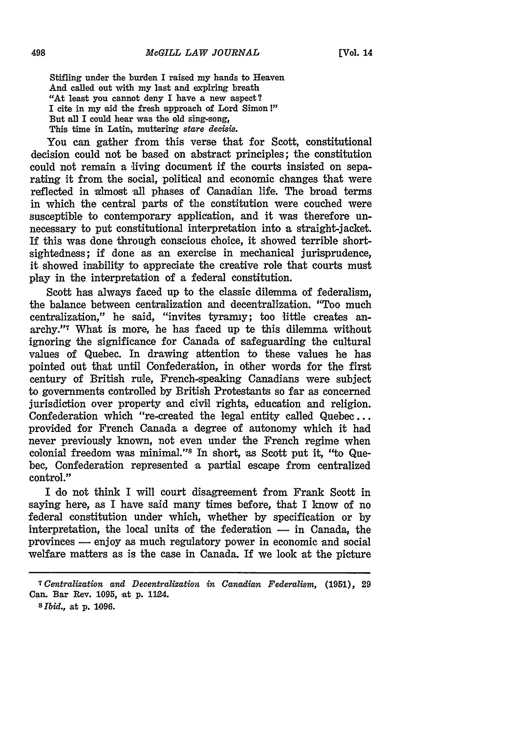Stifling under the burden I raised my hands to Heaven
And called out with my last and expiring breath
"At least you cannot deny I have a new aspect?
I cite in my aid the fresh approach of Lord Simon!"
But all I could hear was the old sing-song,
This time in Latin, muttering *stare decisis*.

You can gather from this verse that for Scott, constitutional decision could not be based on abstract principles; the constitution could not remain a living document if the courts insisted on separating it from the social, political and economic changes that were reflected in almost all phases of Canadian life. The broad terms in which the central parts of the constitution were couched were susceptible to contemporary application, and it was therefore unnecessary to put constitutional interpretation into a straight-jacket. If this was done through conscious choice, it showed terrible shortsightedness; if done as an exercise in mechanical jurisprudence, it showed inability to appreciate the creative role that courts must play in the interpretation of a federal constitution.

Scott has always faced up to the classic dilemma of federalism, the balance between centralization and decentralization. "Too much centralization," he said, "invites tyranny; too little creates anarchy."[7] What is more, he has faced up to this dilemma without ignoring the significance for Canada of safeguarding the cultural values of Quebec. In drawing attention to these values he has pointed out that until Confederation, in other words for the first century of British rule, French-speaking Canadians were subject to governments controlled by British Protestants so far as concerned jurisdiction over property and civil rights, education and religion. Confederation which "re-created the legal entity called Quebec... provided for French Canada a degree of autonomy which it had never previously known, not even under the French regime when colonial freedom was minimal."[8] In short, as Scott put it, "to Quebec, Confederation represented a partial escape from centralized control."

I do not think I will court disagreement from Frank Scott in saying here, as I have said many times before, that I know of no federal constitution under which, whether by specification or by interpretation, the local units of the federation — in Canada, the provinces — enjoy as much regulatory power in economic and social welfare matters as is the case in Canada. If we look at the picture

---

[7] *Centralization and Decentralization in Canadian Federalism*, (1951), 29 Can. Bar Rev. 1095, at p. 1124.

[8] *Ibid.*, at p. 1096.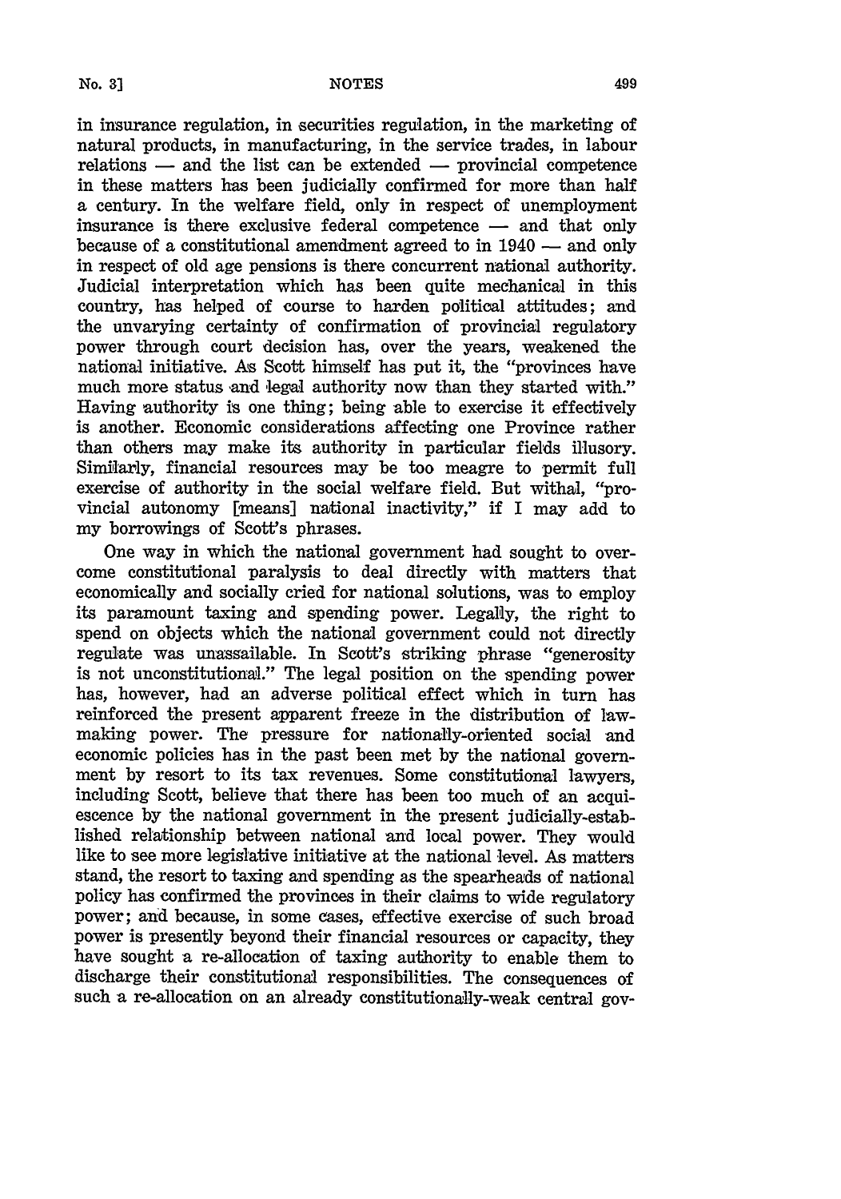in insurance regulation, in securities regulation, in the marketing of natural products, in manufacturing, in the service trades, in labour relations — and the list can be extended — provincial competence in these matters has been judicially confirmed for more than half a century. In the welfare field, only in respect of unemployment insurance is there exclusive federal competence — and that only because of a constitutional amendment agreed to in 1940 — and only in respect of old age pensions is there concurrent national authority. Judicial interpretation which has been quite mechanical in this country, has helped of course to harden political attitudes; and the unvarying certainty of confirmation of provincial regulatory power through court decision has, over the years, weakened the national initiative. As Scott himself has put it, the "provinces have much more status and legal authority now than they started with." Having authority is one thing; being able to exercise it effectively is another. Economic considerations affecting one Province rather than others may make its authority in particular fields illusory. Similarly, financial resources may be too meagre to permit full exercise of authority in the social welfare field. But withal, "provincial autonomy [means] national inactivity," if I may add to my borrowings of Scott's phrases.

One way in which the national government had sought to overcome constitutional paralysis to deal directly with matters that economically and socially cried for national solutions, was to employ its paramount taxing and spending power. Legally, the right to spend on objects which the national government could not directly regulate was unassailable. In Scott's striking phrase "generosity is not unconstitutional." The legal position on the spending power has, however, had an adverse political effect which in turn has reinforced the present apparent freeze in the distribution of law-making power. The pressure for nationally-oriented social and economic policies has in the past been met by the national government by resort to its tax revenues. Some constitutional lawyers, including Scott, believe that there has been too much of an acquiescence by the national government in the present judicially-established relationship between national and local power. They would like to see more legislative initiative at the national level. As matters stand, the resort to taxing and spending as the spearheads of national policy has confirmed the provinces in their claims to wide regulatory power; and because, in some cases, effective exercise of such broad power is presently beyond their financial resources or capacity, they have sought a re-allocation of taxing authority to enable them to discharge their constitutional responsibilities. The consequences of such a re-allocation on an already constitutionally-weak central gov-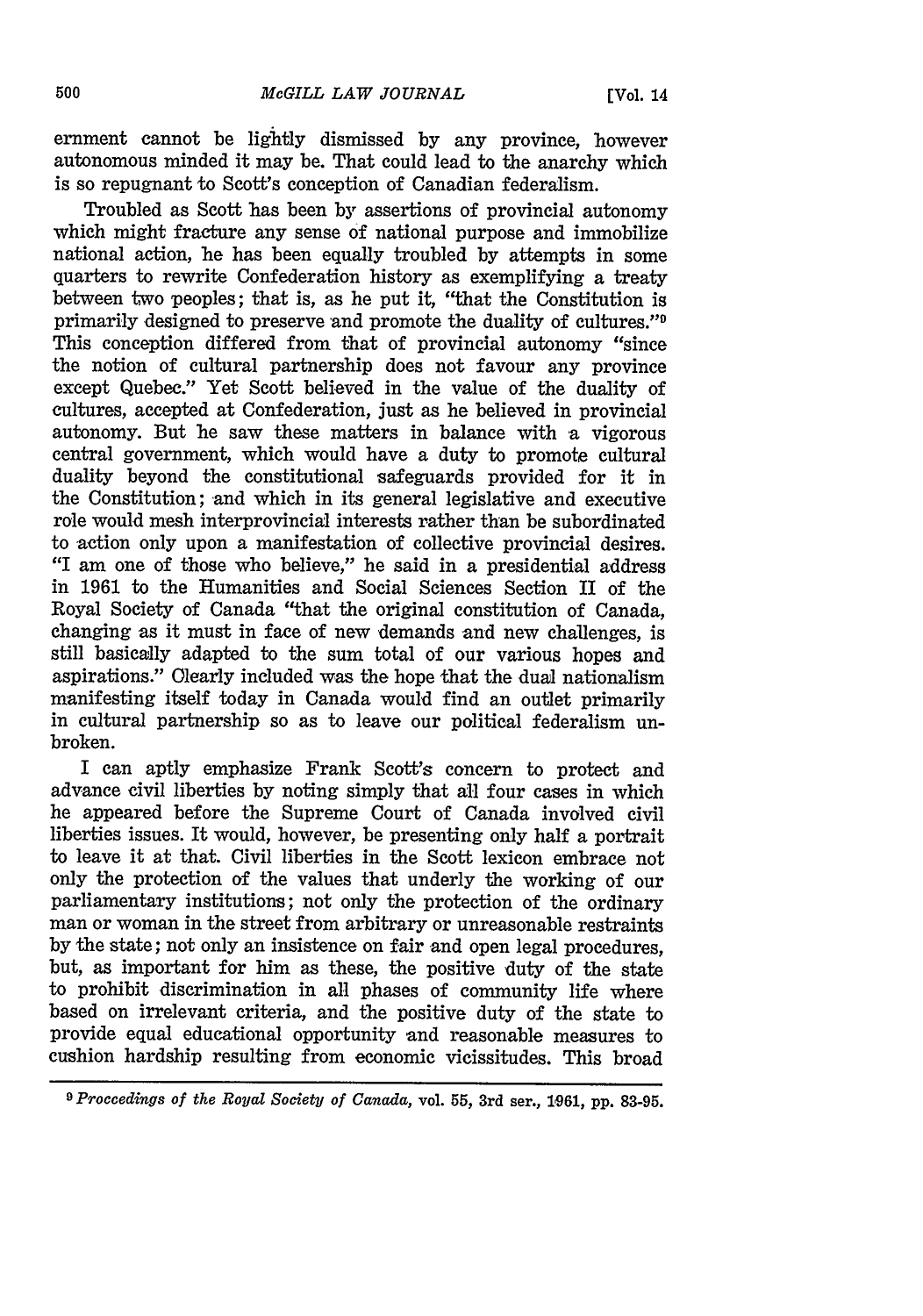ernment cannot be lightly dismissed by any province, however autonomous minded it may be. That could lead to the anarchy which is so repugnant to Scott's conception of Canadian federalism.

Troubled as Scott has been by assertions of provincial autonomy which might fracture any sense of national purpose and immobilize national action, he has been equally troubled by attempts in some quarters to rewrite Confederation history as exemplifying a treaty between two peoples; that is, as he put it, "that the Constitution is primarily designed to preserve and promote the duality of cultures."[9] This conception differed from that of provincial autonomy "since the notion of cultural partnership does not favour any province except Quebec." Yet Scott believed in the value of the duality of cultures, accepted at Confederation, just as he believed in provincial autonomy. But he saw these matters in balance with a vigorous central government, which would have a duty to promote cultural duality beyond the constitutional safeguards provided for it in the Constitution; and which in its general legislative and executive role would mesh interprovincial interests rather than be subordinated to action only upon a manifestation of collective provincial desires. "I am one of those who believe," he said in a presidential address in 1961 to the Humanities and Social Sciences Section II of the Royal Society of Canada "that the original constitution of Canada, changing as it must in face of new demands and new challenges, is still basically adapted to the sum total of our various hopes and aspirations." Clearly included was the hope that the dual nationalism manifesting itself today in Canada would find an outlet primarily in cultural partnership so as to leave our political federalism unbroken.

I can aptly emphasize Frank Scott's concern to protect and advance civil liberties by noting simply that all four cases in which he appeared before the Supreme Court of Canada involved civil liberties issues. It would, however, be presenting only half a portrait to leave it at that. Civil liberties in the Scott lexicon embrace not only the protection of the values that underly the working of our parliamentary institutions; not only the protection of the ordinary man or woman in the street from arbitrary or unreasonable restraints by the state; not only an insistence on fair and open legal procedures, but, as important for him as these, the positive duty of the state to prohibit discrimination in all phases of community life where based on irrelevant criteria, and the positive duty of the state to provide equal educational opportunity and reasonable measures to cushion hardship resulting from economic vicissitudes. This broad

[9] *Proceedings of the Royal Society of Canada*, vol. 55, 3rd ser., 1961, pp. 83-95.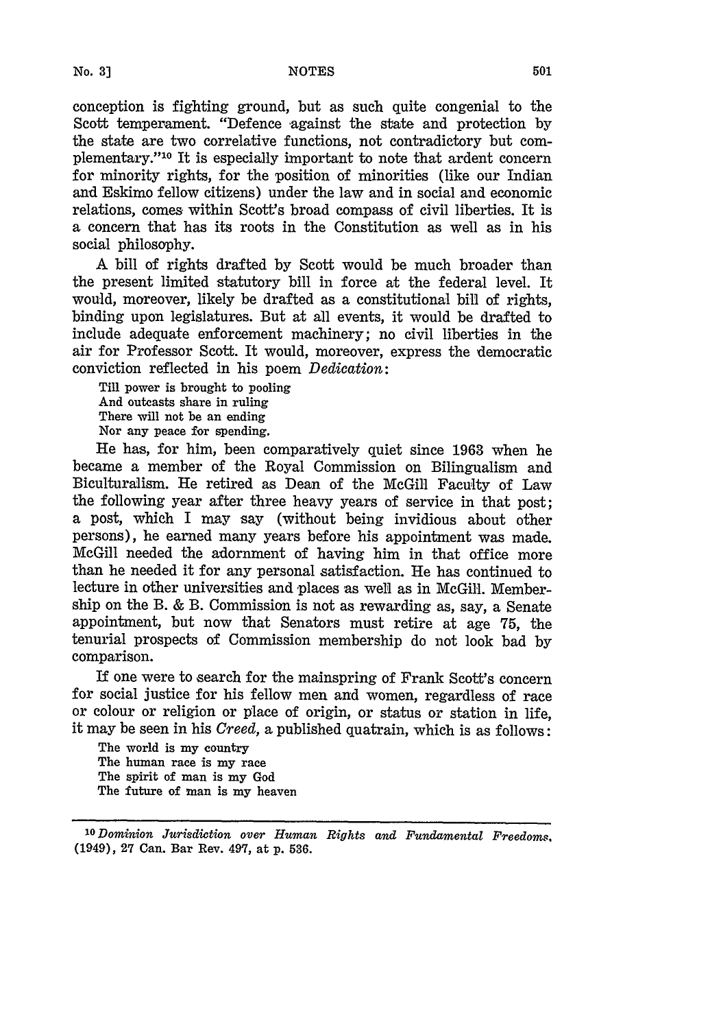conception is fighting ground, but as such quite congenial to the Scott temperament. "Defence against the state and protection by the state are two correlative functions, not contradictory but complementary."[10] It is especially important to note that ardent concern for minority rights, for the position of minorities (like our Indian and Eskimo fellow citizens) under the law and in social and economic relations, comes within Scott's broad compass of civil liberties. It is a concern that has its roots in the Constitution as well as in his social philosophy.

A bill of rights drafted by Scott would be much broader than the present limited statutory bill in force at the federal level. It would, moreover, likely be drafted as a constitutional bill of rights, binding upon legislatures. But at all events, it would be drafted to include adequate enforcement machinery; no civil liberties in the air for Professor Scott. It would, moreover, express the democratic conviction reflected in his poem *Dedication*:

Till power is brought to pooling  
And outcasts share in ruling  
There will not be an ending  
Nor any peace for spending.

He has, for him, been comparatively quiet since 1963 when he became a member of the Royal Commission on Bilingualism and Biculturalism. He retired as Dean of the McGill Faculty of Law the following year after three heavy years of service in that post; a post, which I may say (without being invidious about other persons), he earned many years before his appointment was made. McGill needed the adornment of having him in that office more than he needed it for any personal satisfaction. He has continued to lecture in other universities and places as well as in McGill. Membership on the B. & B. Commission is not as rewarding as, say, a Senate appointment, but now that Senators must retire at age 75, the tenurial prospects of Commission membership do not look bad by comparison.

If one were to search for the mainspring of Frank Scott's concern for social justice for his fellow men and women, regardless of race or colour or religion or place of origin, or status or station in life, it may be seen in his *Creed*, a published quatrain, which is as follows:

The world is my country  
The human race is my race  
The spirit of man is my God  
The future of man is my heaven

---

[10] *Dominion Jurisdiction over Human Rights and Fundamental Freedoms*, (1949), 27 Can. Bar Rev. 497, at p. 536.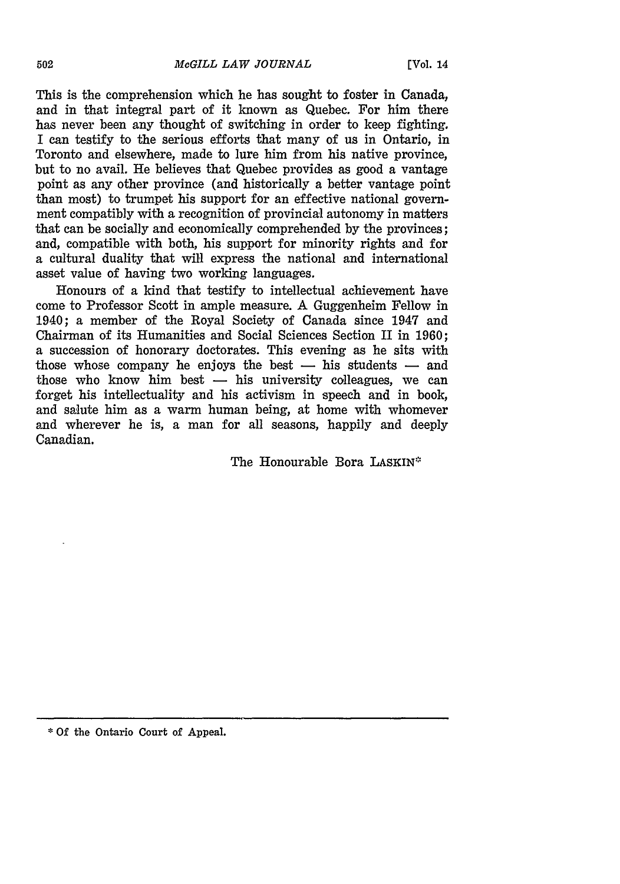This is the comprehension which he has sought to foster in Canada, and in that integral part of it known as Quebec. For him there has never been any thought of switching in order to keep fighting. I can testify to the serious efforts that many of us in Ontario, in Toronto and elsewhere, made to lure him from his native province, but to no avail. He believes that Quebec provides as good a vantage point as any other province (and historically a better vantage point than most) to trumpet his support for an effective national government compatibly with a recognition of provincial autonomy in matters that can be socially and economically comprehended by the provinces; and, compatible with both, his support for minority rights and for a cultural duality that will express the national and international asset value of having two working languages.

Honours of a kind that testify to intellectual achievement have come to Professor Scott in ample measure. A Guggenheim Fellow in 1940; a member of the Royal Society of Canada since 1947 and Chairman of its Humanities and Social Sciences Section II in 1960; a succession of honorary doctorates. This evening as he sits with those whose company he enjoys the best — his students — and those who know him best — his university colleagues, we can forget his intellectuality and his activism in speech and in book, and salute him as a warm human being, at home with whomever and wherever he is, a man for all seasons, happily and deeply Canadian.

The Honourable Bora LASKIN*

\* Of the Ontario Court of Appeal.